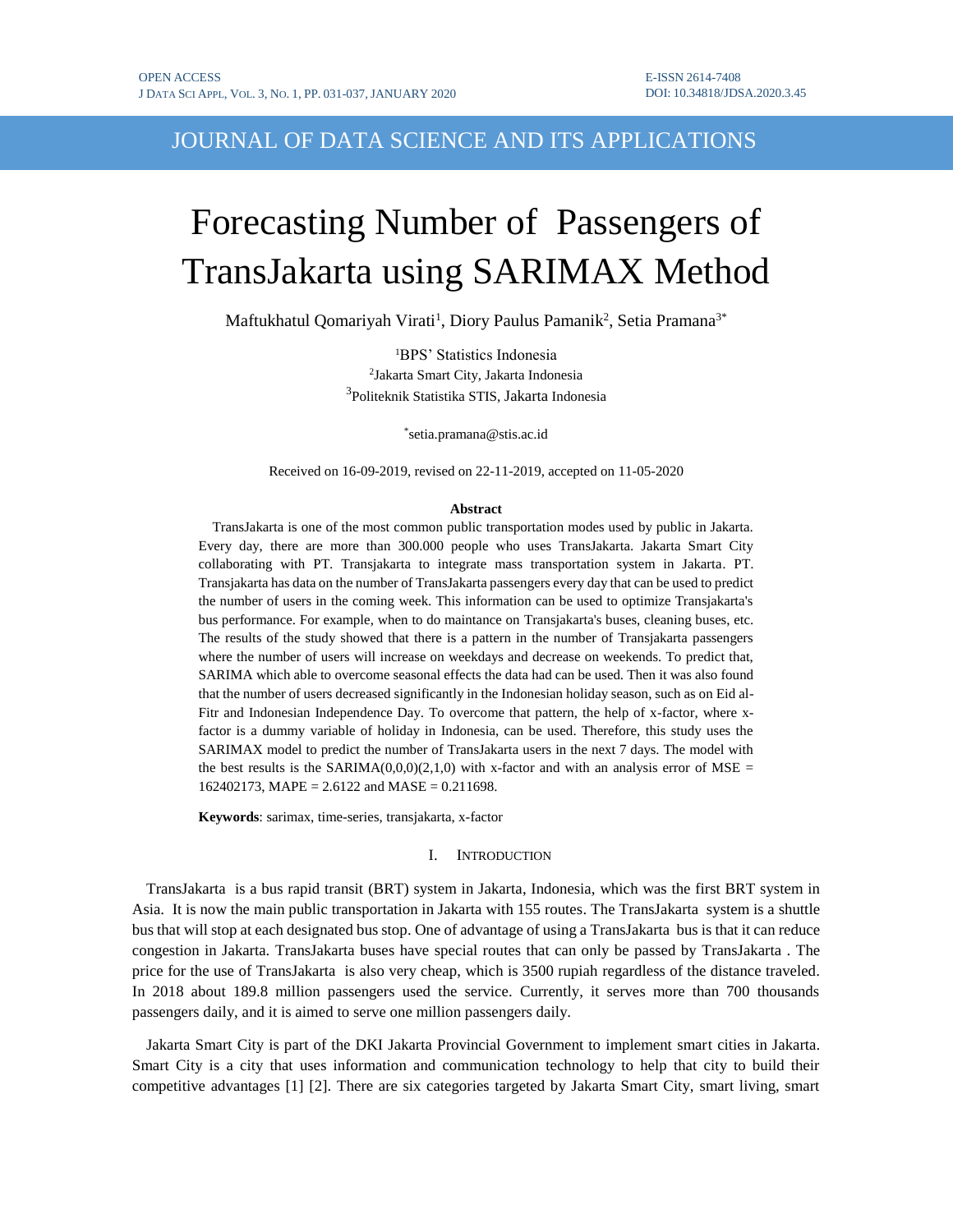# Forecasting Number of Passengers of TransJakarta using SARIMAX Method

Maftukhatul Qomariyah Virati[1], Diory Paulus Pamanik[2], Setia Pramana[3*]

[1]BPS' Statistics Indonesia
[2]Jakarta Smart City, Jakarta Indonesia
[3]Politeknik Statistika STIS, Jakarta Indonesia

*setia.pramana@stis.ac.id

Received on 16-09-2019, revised on 22-11-2019, accepted on 11-05-2020

### Abstract

TransJakarta is one of the most common public transportation modes used by public in Jakarta. Every day, there are more than 300.000 people who uses TransJakarta. Jakarta Smart City collaborating with PT. Transjakarta to integrate mass transportation system in Jakarta. PT. Transjakarta has data on the number of TransJakarta passengers every day that can be used to predict the number of users in the coming week. This information can be used to optimize Transjakarta's bus performance. For example, when to do maintance on Transjakarta's buses, cleaning buses, etc. The results of the study showed that there is a pattern in the number of Transjakarta passengers where the number of users will increase on weekdays and decrease on weekends. To predict that, SARIMA which able to overcome seasonal effects the data had can be used. Then it was also found that the number of users decreased significantly in the Indonesian holiday season, such as on Eid al-Fitr and Indonesian Independence Day. To overcome that pattern, the help of x-factor, where x-factor is a dummy variable of holiday in Indonesia, can be used. Therefore, this study uses the SARIMAX model to predict the number of TransJakarta users in the next 7 days. The model with the best results is the SARIMA(0,0,0)(2,1,0) with x-factor and with an analysis error of MSE = 162402173, MAPE = 2.6122 and MASE = 0.211698.

**Keywords**: sarimax, time-series, transjakarta, x-factor

## I. Introduction

TransJakarta is a bus rapid transit (BRT) system in Jakarta, Indonesia, which was the first BRT system in Asia. It is now the main public transportation in Jakarta with 155 routes. The TransJakarta system is a shuttle bus that will stop at each designated bus stop. One of advantage of using a TransJakarta bus is that it can reduce congestion in Jakarta. TransJakarta buses have special routes that can only be passed by TransJakarta . The price for the use of TransJakarta is also very cheap, which is 3500 rupiah regardless of the distance traveled. In 2018 about 189.8 million passengers used the service. Currently, it serves more than 700 thousands passengers daily, and it is aimed to serve one million passengers daily.

Jakarta Smart City is part of the DKI Jakarta Provincial Government to implement smart cities in Jakarta. Smart City is a city that uses information and communication technology to help that city to build their competitive advantages [1] [2]. There are six categories targeted by Jakarta Smart City, smart living, smart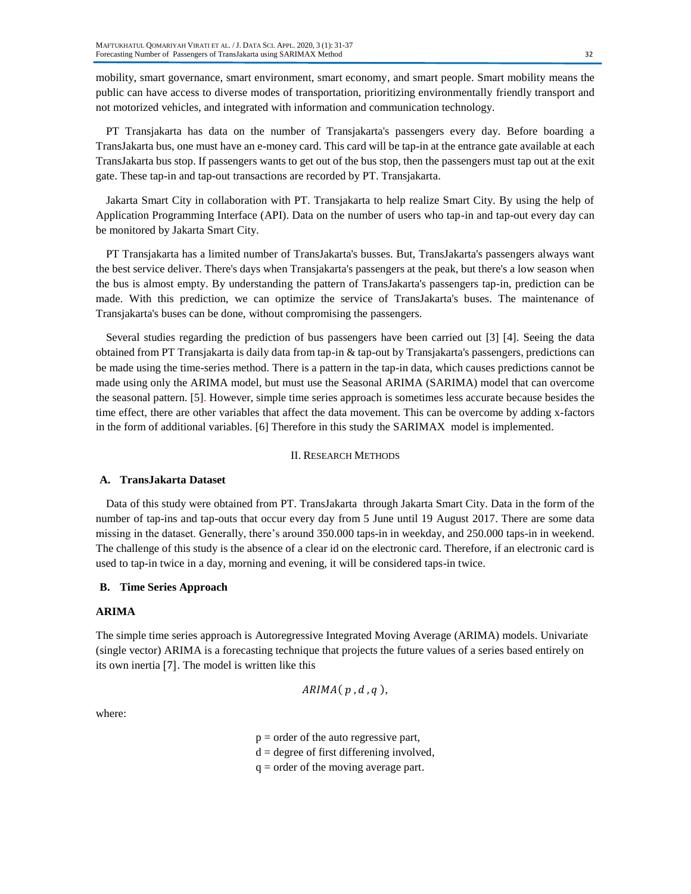mobility, smart governance, smart environment, smart economy, and smart people. Smart mobility means the public can have access to diverse modes of transportation, prioritizing environmentally friendly transport and not motorized vehicles, and integrated with information and communication technology.

PT Transjakarta has data on the number of Transjakarta's passengers every day. Before boarding a TransJakarta bus, one must have an e-money card. This card will be tap-in at the entrance gate available at each TransJakarta bus stop. If passengers wants to get out of the bus stop, then the passengers must tap out at the exit gate. These tap-in and tap-out transactions are recorded by PT. Transjakarta.

Jakarta Smart City in collaboration with PT. Transjakarta to help realize Smart City. By using the help of Application Programming Interface (API). Data on the number of users who tap-in and tap-out every day can be monitored by Jakarta Smart City.

PT Transjakarta has a limited number of TransJakarta's busses. But, TransJakarta's passengers always want the best service deliver. There's days when Transjakarta's passengers at the peak, but there's a low season when the bus is almost empty. By understanding the pattern of TransJakarta's passengers tap-in, prediction can be made. With this prediction, we can optimize the service of TransJakarta's buses. The maintenance of Transjakarta's buses can be done, without compromising the passengers.

Several studies regarding the prediction of bus passengers have been carried out [3] [4]. Seeing the data obtained from PT Transjakarta is daily data from tap-in & tap-out by Transjakarta's passengers, predictions can be made using the time-series method. There is a pattern in the tap-in data, which causes predictions cannot be made using only the ARIMA model, but must use the Seasonal ARIMA (SARIMA) model that can overcome the seasonal pattern. [5]. However, simple time series approach is sometimes less accurate because besides the time effect, there are other variables that affect the data movement. This can be overcome by adding x-factors in the form of additional variables. [6] Therefore in this study the SARIMAX model is implemented.

## II. Research Methods

### A. TransJakarta Dataset

Data of this study were obtained from PT. TransJakarta through Jakarta Smart City. Data in the form of the number of tap-ins and tap-outs that occur every day from 5 June until 19 August 2017. There are some data missing in the dataset. Generally, there's around 350.000 taps-in in weekday, and 250.000 taps-in in weekend. The challenge of this study is the absence of a clear id on the electronic card. Therefore, if an electronic card is used to tap-in twice in a day, morning and evening, it will be considered taps-in twice.

### B. Time Series Approach

#### ARIMA

The simple time series approach is Autoregressive Integrated Moving Average (ARIMA) models. Univariate (single vector) ARIMA is a forecasting technique that projects the future values of a series based entirely on its own inertia [7]. The model is written like this

$$ARIMA(p, d, q),$$

where:

p = order of the auto regressive part,
d = degree of first differening involved,
q = order of the moving average part.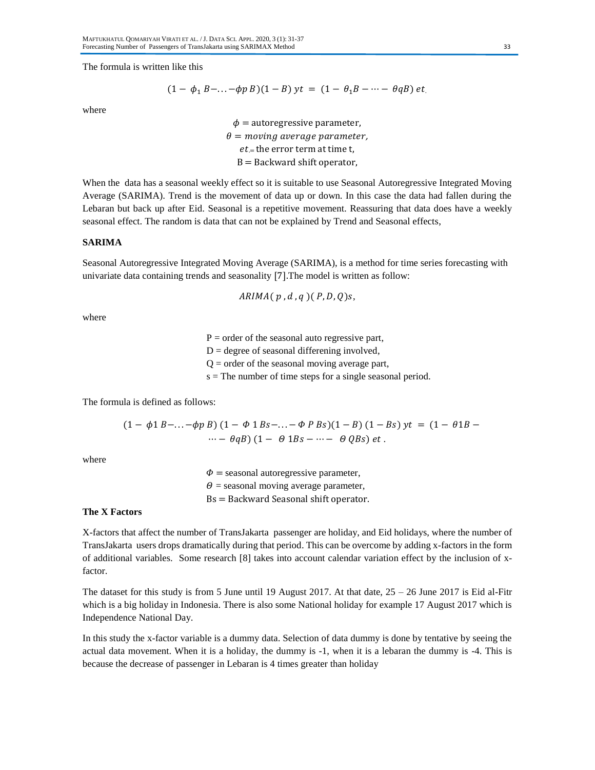The formula is written like this

$$(1 - \phi_1 B - \ldots - \phi p B)(1 - B)\, yt = (1 - \theta_1 B - \cdots - \theta q B)\, et.$$

where

$\phi$ = autoregressive parameter,
$\theta$ = *moving average parameter,*
$et$ = the error term at time t,
B = Backward shift operator,

When the data has a seasonal weekly effect so it is suitable to use Seasonal Autoregressive Integrated Moving Average (SARIMA). Trend is the movement of data up or down. In this case the data had fallen during the Lebaran but back up after Eid. Seasonal is a repetitive movement. Reassuring that data does have a weekly seasonal effect. The random is data that can not be explained by Trend and Seasonal effects,

## SARIMA

Seasonal Autoregressive Integrated Moving Average (SARIMA), is a method for time series forecasting with univariate data containing trends and seasonality [7].The model is written as follow:

$$ARIMA(\,p\,, d\,, q\,)(\,P, D, Q)s,$$

where

P = order of the seasonal auto regressive part,
D = degree of seasonal differening involved,
Q = order of the seasonal moving average part,
s = The number of time steps for a single seasonal period.

The formula is defined as follows:

$$(1 - \phi 1\, B - \ldots - \phi p\, B)\,(1 - \Phi\, 1\, Bs - \ldots - \Phi\, P\, Bs)(1 - B)\,(1 - Bs)\, yt = (1 - \theta 1 B - \cdots - \theta q B)\,(1 - \Theta\, 1Bs - \cdots - \Theta\, QBs)\, et\,.$$

where

$\Phi$ = seasonal autoregressive parameter,
$\Theta$ = seasonal moving average parameter,
Bs = Backward Seasonal shift operator.

## The X Factors

X-factors that affect the number of TransJakarta passenger are holiday, and Eid holidays, where the number of TransJakarta users drops dramatically during that period. This can be overcome by adding x-factors in the form of additional variables. Some research [8] takes into account calendar variation effect by the inclusion of x-factor.

The dataset for this study is from 5 June until 19 August 2017. At that date, 25 – 26 June 2017 is Eid al-Fitr which is a big holiday in Indonesia. There is also some National holiday for example 17 August 2017 which is Independence National Day.

In this study the x-factor variable is a dummy data. Selection of data dummy is done by tentative by seeing the actual data movement. When it is a holiday, the dummy is -1, when it is a lebaran the dummy is -4. This is because the decrease of passenger in Lebaran is 4 times greater than holiday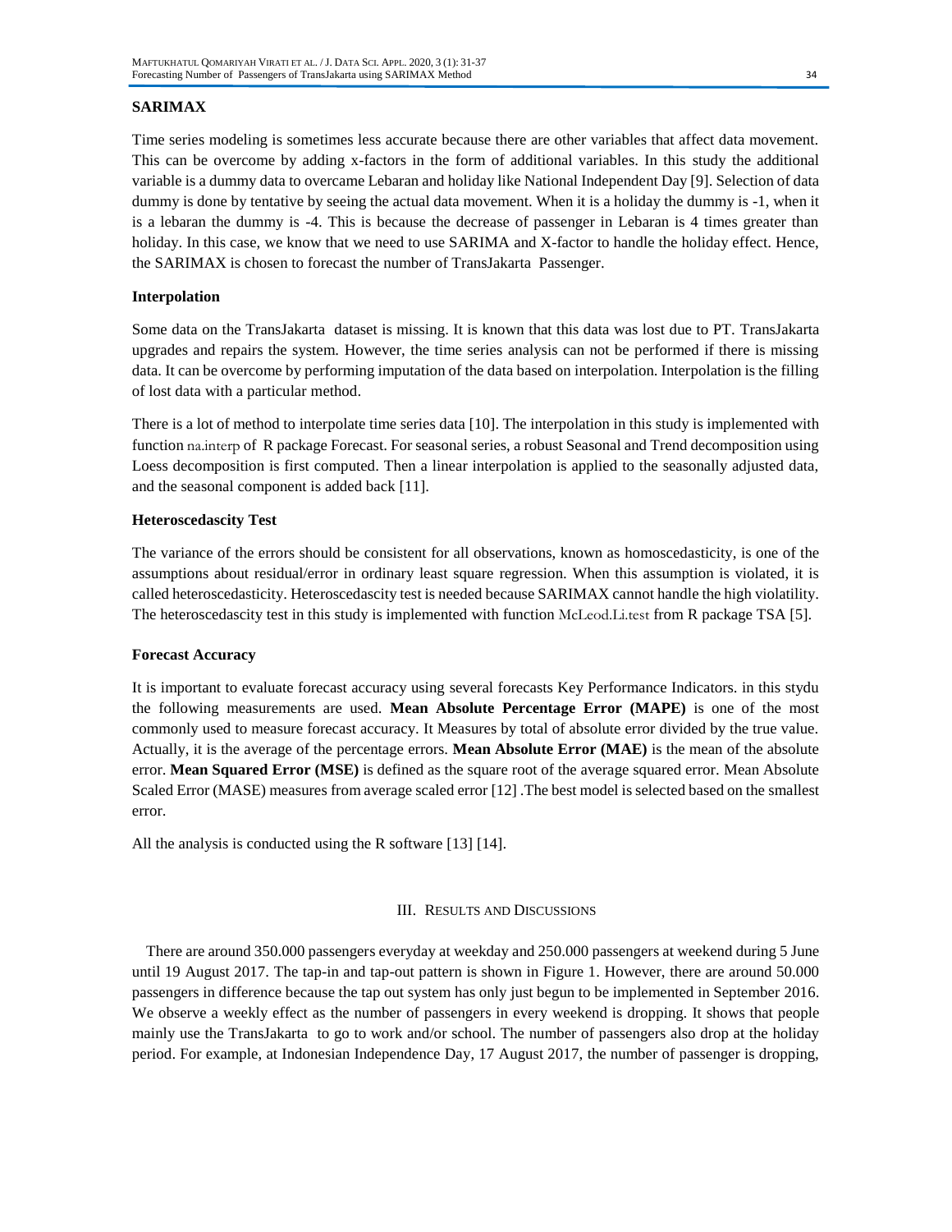**SARIMAX**

Time series modeling is sometimes less accurate because there are other variables that affect data movement. This can be overcome by adding x-factors in the form of additional variables. In this study the additional variable is a dummy data to overcame Lebaran and holiday like National Independent Day [9]. Selection of data dummy is done by tentative by seeing the actual data movement. When it is a holiday the dummy is -1, when it is a lebaran the dummy is -4. This is because the decrease of passenger in Lebaran is 4 times greater than holiday. In this case, we know that we need to use SARIMA and X-factor to handle the holiday effect. Hence, the SARIMAX is chosen to forecast the number of TransJakarta Passenger.

**Interpolation**

Some data on the TransJakarta dataset is missing. It is known that this data was lost due to PT. TransJakarta upgrades and repairs the system. However, the time series analysis can not be performed if there is missing data. It can be overcome by performing imputation of the data based on interpolation. Interpolation is the filling of lost data with a particular method.

There is a lot of method to interpolate time series data [10]. The interpolation in this study is implemented with function na.interp of R package Forecast. For seasonal series, a robust Seasonal and Trend decomposition using Loess decomposition is first computed. Then a linear interpolation is applied to the seasonally adjusted data, and the seasonal component is added back [11].

**Heteroscedascity Test**

The variance of the errors should be consistent for all observations, known as homoscedasticity, is one of the assumptions about residual/error in ordinary least square regression. When this assumption is violated, it is called heteroscedasticity. Heteroscedascity test is needed because SARIMAX cannot handle the high violatility. The heteroscedascity test in this study is implemented with function McLeod.Li.test from R package TSA [5].

**Forecast Accuracy**

It is important to evaluate forecast accuracy using several forecasts Key Performance Indicators. in this stydu the following measurements are used. **Mean Absolute Percentage Error (MAPE)** is one of the most commonly used to measure forecast accuracy. It Measures by total of absolute error divided by the true value. Actually, it is the average of the percentage errors. **Mean Absolute Error (MAE)** is the mean of the absolute error. **Mean Squared Error (MSE)** is defined as the square root of the average squared error. Mean Absolute Scaled Error (MASE) measures from average scaled error [12] .The best model is selected based on the smallest error.

All the analysis is conducted using the R software [13] [14].

## III. Results and Discussions

There are around 350.000 passengers everyday at weekday and 250.000 passengers at weekend during 5 June until 19 August 2017. The tap-in and tap-out pattern is shown in Figure 1. However, there are around 50.000 passengers in difference because the tap out system has only just begun to be implemented in September 2016. We observe a weekly effect as the number of passengers in every weekend is dropping. It shows that people mainly use the TransJakarta to go to work and/or school. The number of passengers also drop at the holiday period. For example, at Indonesian Independence Day, 17 August 2017, the number of passenger is dropping,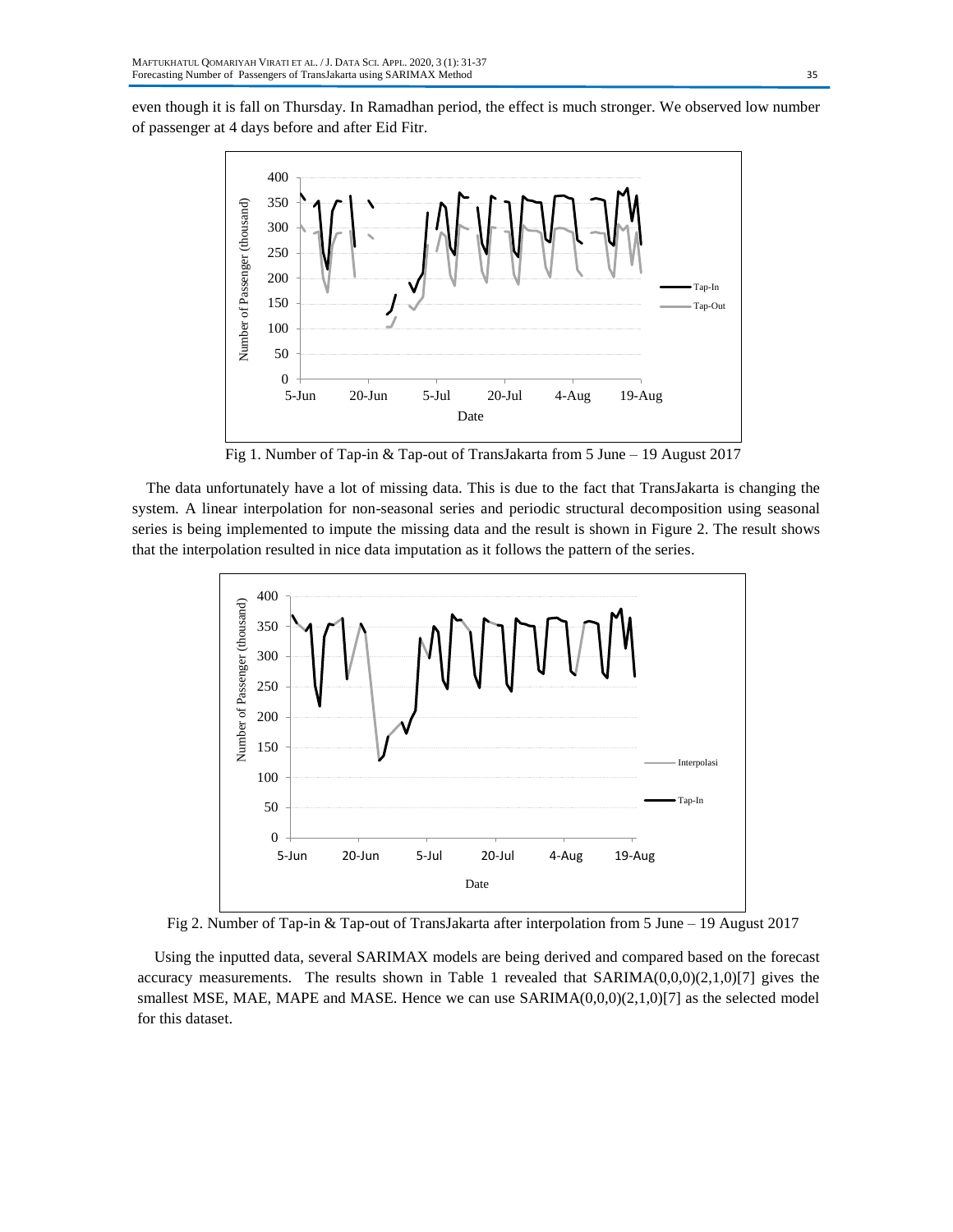even though it is fall on Thursday. In Ramadhan period, the effect is much stronger. We observed low number of passenger at 4 days before and after Eid Fitr.

Number of Passenger (thousand)
400
350
300
250
200
150
100
50
0
5-Jun
20-Jun
5-Jul
20-Jul
4-Aug
19-Aug
Date
Tap-In
Tap-Out

Fig 1. Number of Tap-in & Tap-out of TransJakarta from 5 June – 19 August 2017

The data unfortunately have a lot of missing data. This is due to the fact that TransJakarta is changing the system. A linear interpolation for non-seasonal series and periodic structural decomposition using seasonal series is being implemented to impute the missing data and the result is shown in Figure 2. The result shows that the interpolation resulted in nice data imputation as it follows the pattern of the series.

Number of Passenger (thousand)
400
350
300
250
200
150
100
50
0
5-Jun
20-Jun
5-Jul
20-Jul
4-Aug
19-Aug
Date
Interpolasi
Tap-In

Fig 2. Number of Tap-in & Tap-out of TransJakarta after interpolation from 5 June – 19 August 2017

Using the inputted data, several SARIMAX models are being derived and compared based on the forecast accuracy measurements. The results shown in Table 1 revealed that SARIMA(0,0,0)(2,1,0)[7] gives the smallest MSE, MAE, MAPE and MASE. Hence we can use SARIMA(0,0,0)(2,1,0)[7] as the selected model for this dataset.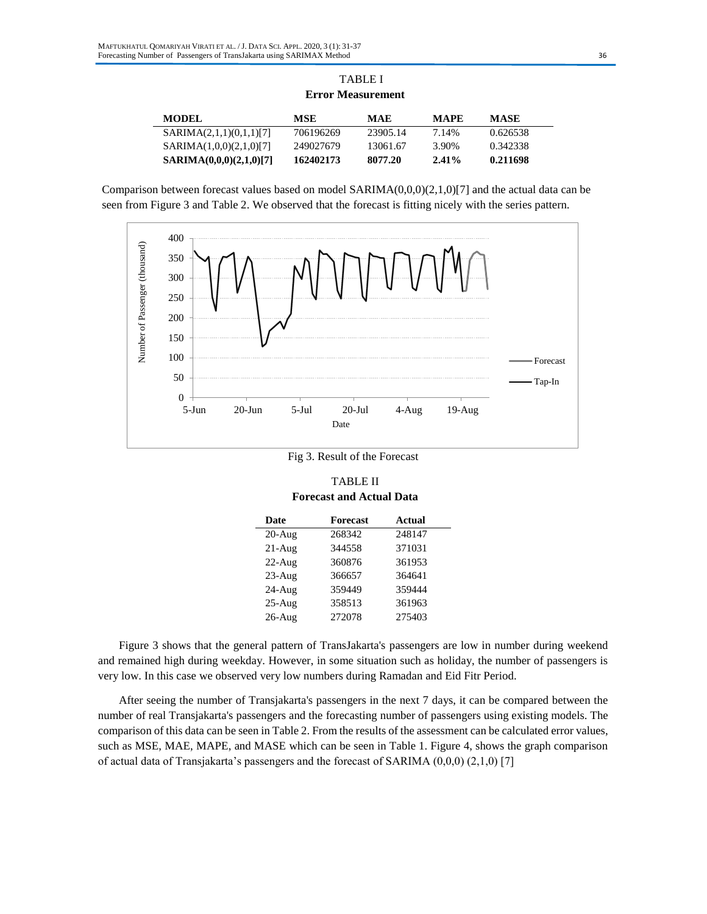TABLE I

**Error Measurement**

| MODEL | MSE | MAE | MAPE | MASE |
|---|---|---|---|---|
| SARIMA(2,1,1)(0,1,1)[7] | 706196269 | 23905.14 | 7.14% | 0.626538 |
| SARIMA(1,0,0)(2,1,0)[7] | 249027679 | 13061.67 | 3.90% | 0.342338 |
| **SARIMA(0,0,0)(2,1,0)[7]** | **162402173** | **8077.20** | **2.41%** | **0.211698** |

Comparison between forecast values based on model SARIMA(0,0,0)(2,1,0)[7] and the actual data can be seen from Figure 3 and Table 2. We observed that the forecast is fitting nicely with the series pattern.

Number of Passenger (thousand)

400
350
300
250
200
150
100
50
0

5-Jun 20-Jun 5-Jul 20-Jul 4-Aug 19-Aug

Date

Forecast
Tap-In

Fig 3. Result of the Forecast

TABLE II

**Forecast and Actual Data**

| Date | Forecast | Actual |
|---|---|---|
| 20-Aug | 268342 | 248147 |
| 21-Aug | 344558 | 371031 |
| 22-Aug | 360876 | 361953 |
| 23-Aug | 366657 | 364641 |
| 24-Aug | 359449 | 359444 |
| 25-Aug | 358513 | 361963 |
| 26-Aug | 272078 | 275403 |

Figure 3 shows that the general pattern of TransJakarta's passengers are low in number during weekend and remained high during weekday. However, in some situation such as holiday, the number of passengers is very low. In this case we observed very low numbers during Ramadan and Eid Fitr Period.

After seeing the number of Transjakarta's passengers in the next 7 days, it can be compared between the number of real Transjakarta's passengers and the forecasting number of passengers using existing models. The comparison of this data can be seen in Table 2. From the results of the assessment can be calculated error values, such as MSE, MAE, MAPE, and MASE which can be seen in Table 1. Figure 4, shows the graph comparison of actual data of Transjakarta's passengers and the forecast of SARIMA (0,0,0) (2,1,0) [7]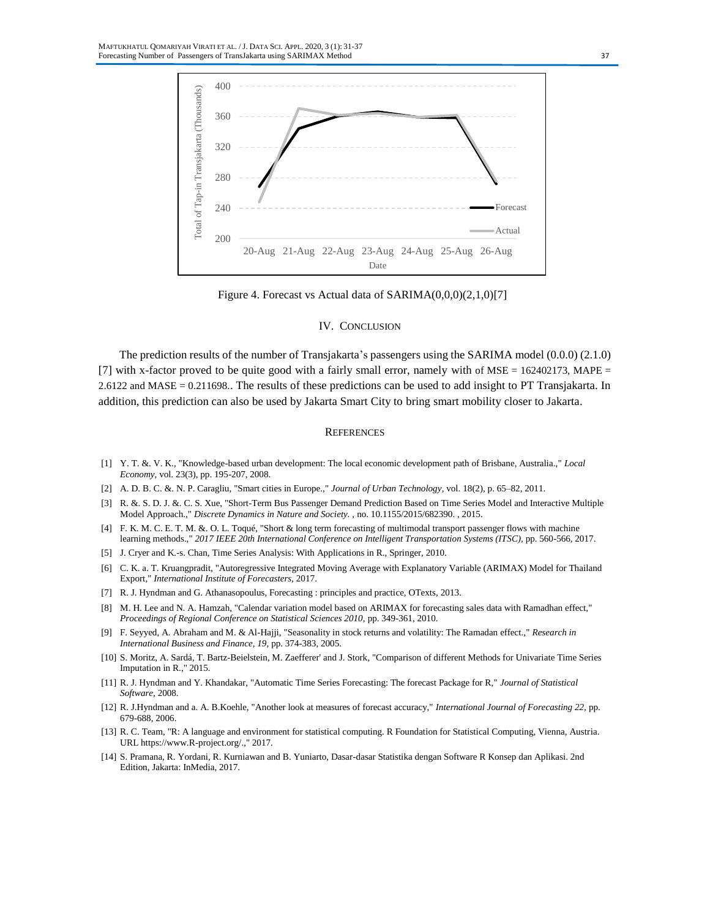400
360
320
280
240
200

Total of Tap-in Transjakarta (Thousands)

20-Aug 21-Aug 22-Aug 23-Aug 24-Aug 25-Aug 26-Aug

Date

Forecast

Actual

Figure 4. Forecast vs Actual data of SARIMA(0,0,0)(2,1,0)[7]

## IV. CONCLUSION

The prediction results of the number of Transjakarta's passengers using the SARIMA model (0.0.0) (2.1.0) [7] with x-factor proved to be quite good with a fairly small error, namely with of MSE = 162402173, MAPE = 2.6122 and MASE = 0.211698.. The results of these predictions can be used to add insight to PT Transjakarta. In addition, this prediction can also be used by Jakarta Smart City to bring smart mobility closer to Jakarta.

## REFERENCES

[1] Y. T. &. V. K., "Knowledge-based urban development: The local economic development path of Brisbane, Australia.," *Local Economy,* vol. 23(3), pp. 195-207, 2008.

[2] A. D. B. C. &. N. P. Caragliu, "Smart cities in Europe.," *Journal of Urban Technology,* vol. 18(2), p. 65–82, 2011.

[3] R. &. S. D. J. &. C. S. Xue, "Short-Term Bus Passenger Demand Prediction Based on Time Series Model and Interactive Multiple Model Approach.," *Discrete Dynamics in Nature and Society.* , no. 10.1155/2015/682390. , 2015.

[4] F. K. M. C. E. T. M. &. O. L. Toqué, "Short & long term forecasting of multimodal transport passenger flows with machine learning methods.," *2017 IEEE 20th International Conference on Intelligent Transportation Systems (ITSC),* pp. 560-566, 2017.

[5] J. Cryer and K.-s. Chan, Time Series Analysis: With Applications in R., Springer, 2010.

[6] C. K. a. T. Kruangpradit, "Autoregressive Integrated Moving Average with Explanatory Variable (ARIMAX) Model for Thailand Export," *International Institute of Forecasters,* 2017.

[7] R. J. Hyndman and G. Athanasopoulus, Forecasting : principles and practice, OTexts, 2013.

[8] M. H. Lee and N. A. Hamzah, "Calendar variation model based on ARIMAX for forecasting sales data with Ramadhan effect," *Proceedings of Regional Conference on Statistical Sciences 2010,* pp. 349-361, 2010.

[9] F. Seyyed, A. Abraham and M. & Al-Hajji, "Seasonality in stock returns and volatility: The Ramadan effect.," *Research in International Business and Finance, 19,* pp. 374-383, 2005.

[10] S. Moritz, A. Sardá, T. Bartz-Beielstein, M. Zaefferer' and J. Stork, "Comparison of different Methods for Univariate Time Series Imputation in R.," 2015.

[11] R. J. Hyndman and Y. Khandakar, "Automatic Time Series Forecasting: The forecast Package for R," *Journal of Statistical Software,* 2008.

[12] R. J.Hyndman and a. A. B.Koehle, "Another look at measures of forecast accuracy," *International Journal of Forecasting 22,* pp. 679-688, 2006.

[13] R. C. Team, "R: A language and environment for statistical computing. R Foundation for Statistical Computing, Vienna, Austria. URL https://www.R-project.org/.," 2017.

[14] S. Pramana, R. Yordani, R. Kurniawan and B. Yuniarto, Dasar-dasar Statistika dengan Software R Konsep dan Aplikasi. 2nd Edition, Jakarta: InMedia, 2017.